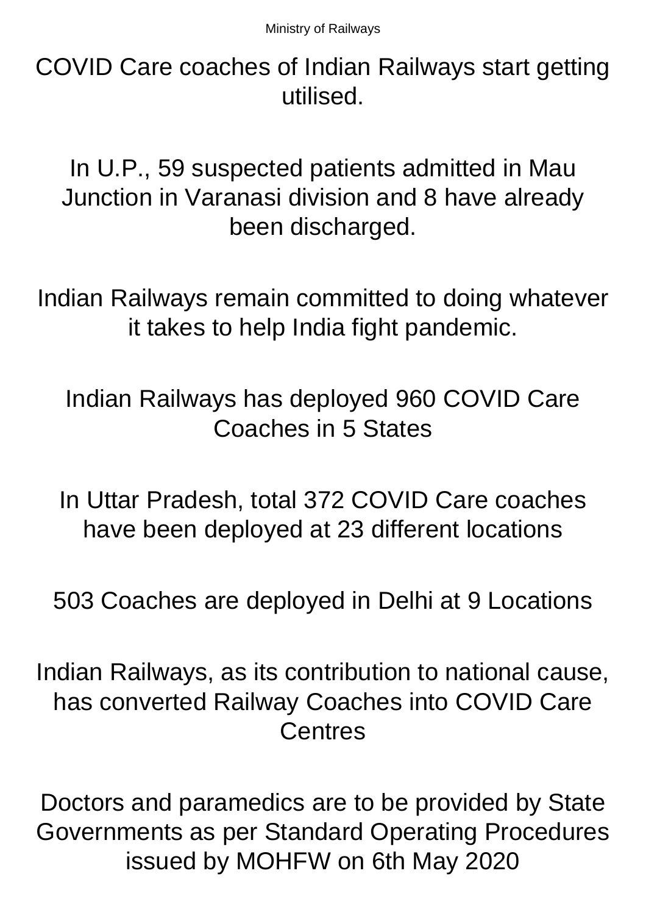Ministry of Railways

# COVID Care coaches of Indian Railways start getting utilised.

In U.P., 59 suspected patients admitted in Mau Junction in Varanasi division and 8 have already been discharged.

Indian Railways remain committed to doing whatever it takes to help India fight pandemic.

Indian Railways has deployed 960 COVID Care Coaches in 5 States

In Uttar Pradesh, total 372 COVID Care coaches have been deployed at 23 different locations

503 Coaches are deployed in Delhi at 9 Locations

Indian Railways, as its contribution to national cause, has converted Railway Coaches into COVID Care Centres

Doctors and paramedics are to be provided by State Governments as per Standard Operating Procedures issued by MOHFW on 6th May 2020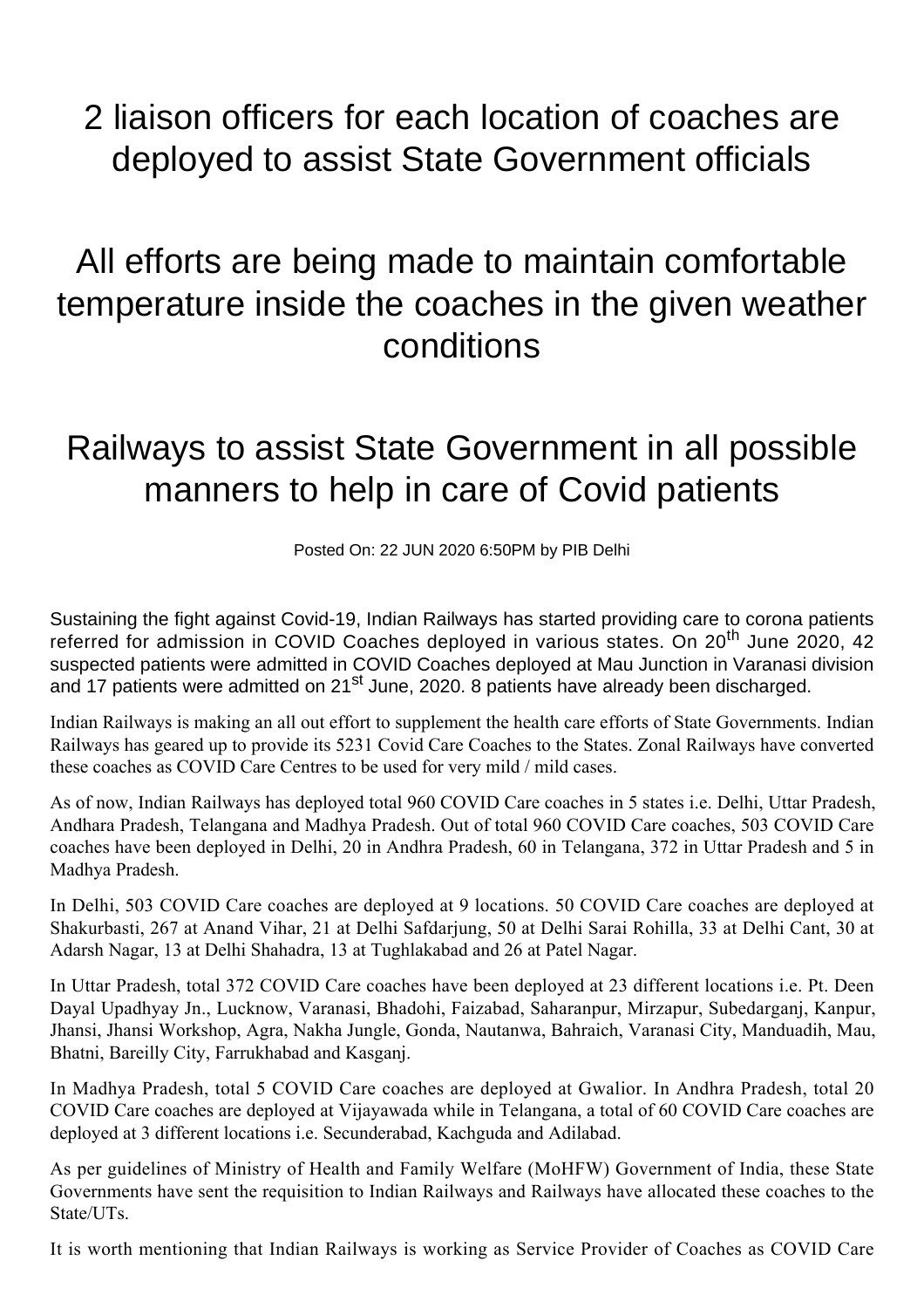# 2 liaison officers for each location of coaches are deployed to assist State Government officials

# All efforts are being made to maintain comfortable temperature inside the coaches in the given weather conditions

# Railways to assist State Government in all possible manners to help in care of Covid patients

Posted On: 22 JUN 2020 6:50PM by PIB Delhi

Sustaining the fight against Covid-19, Indian Railways has started providing care to corona patients referred for admission in COVID Coaches deployed in various states. On 20th June 2020, 42 suspected patients were admitted in COVID Coaches deployed at Mau Junction in Varanasi division and 17 patients were admitted on 21st June, 2020. 8 patients have already been discharged.

Indian Railways is making an all out effort to supplement the health care efforts of State Governments. Indian Railways has geared up to provide its 5231 Covid Care Coaches to the States. Zonal Railways have converted these coaches as COVID Care Centres to be used for very mild / mild cases.

As of now, Indian Railways has deployed total 960 COVID Care coaches in 5 states i.e. Delhi, Uttar Pradesh, Andhara Pradesh, Telangana and Madhya Pradesh. Out of total 960 COVID Care coaches, 503 COVID Care coaches have been deployed in Delhi, 20 in Andhra Pradesh, 60 in Telangana, 372 in Uttar Pradesh and 5 in Madhya Pradesh.

In Delhi, 503 COVID Care coaches are deployed at 9 locations. 50 COVID Care coaches are deployed at Shakurbasti, 267 at Anand Vihar, 21 at Delhi Safdarjung, 50 at Delhi Sarai Rohilla, 33 at Delhi Cant, 30 at Adarsh Nagar, 13 at Delhi Shahadra, 13 at Tughlakabad and 26 at Patel Nagar.

In Uttar Pradesh, total 372 COVID Care coaches have been deployed at 23 different locations i.e. Pt. Deen Dayal Upadhyay Jn., Lucknow, Varanasi, Bhadohi, Faizabad, Saharanpur, Mirzapur, Subedarganj, Kanpur, Jhansi, Jhansi Workshop, Agra, Nakha Jungle, Gonda, Nautanwa, Bahraich, Varanasi City, Manduadih, Mau, Bhatni, Bareilly City, Farrukhabad and Kasganj.

In Madhya Pradesh, total 5 COVID Care coaches are deployed at Gwalior. In Andhra Pradesh, total 20 COVID Care coaches are deployed at Vijayawada while in Telangana, a total of 60 COVID Care coaches are deployed at 3 different locations i.e. Secunderabad, Kachguda and Adilabad.

As per guidelines of Ministry of Health and Family Welfare (MoHFW) Government of India, these State Governments have sent the requisition to Indian Railways and Railways have allocated these coaches to the State/UTs.

It is worth mentioning that Indian Railways is working as Service Provider of Coaches as COVID Care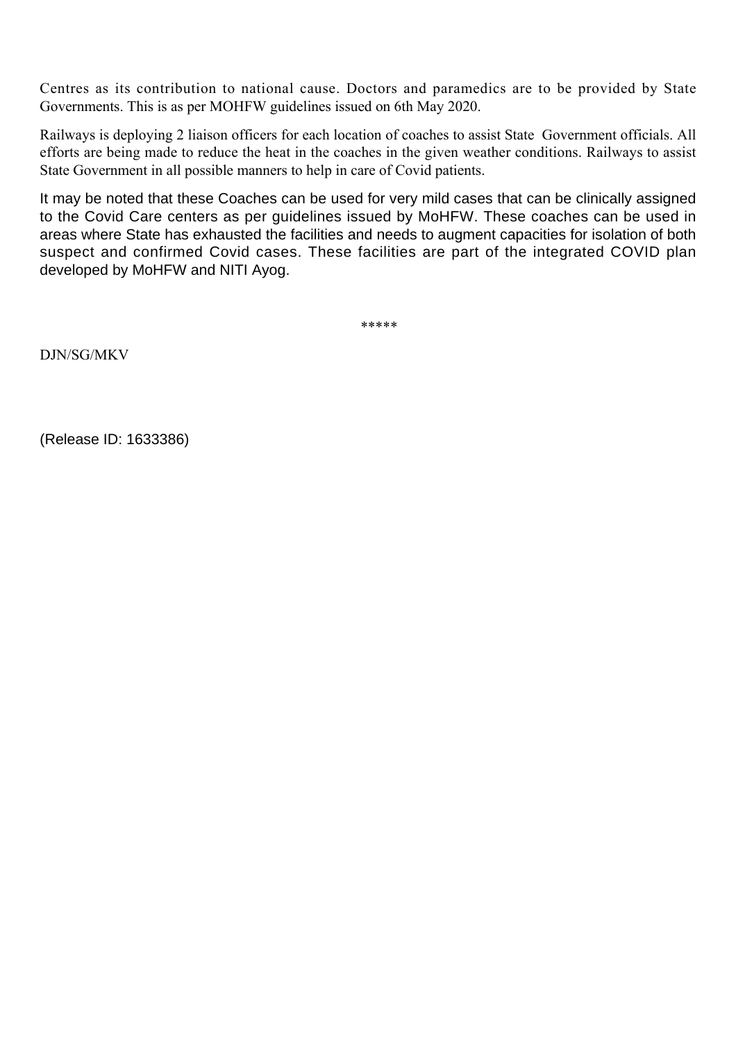Centres as its contribution to national cause. Doctors and paramedics are to be provided by State Governments. This is as per MOHFW guidelines issued on 6th May 2020.

Railways is deploying 2 liaison officers for each location of coaches to assist State Government officials. All efforts are being made to reduce the heat in the coaches in the given weather conditions. Railways to assist State Government in all possible manners to help in care of Covid patients.

It may be noted that these Coaches can be used for very mild cases that can be clinically assigned to the Covid Care centers as per guidelines issued by MoHFW. These coaches can be used in areas where State has exhausted the facilities and needs to augment capacities for isolation of both suspect and confirmed Covid cases. These facilities are part of the integrated COVID plan developed by MoHFW and NITI Ayog.

*****

DJN/SG/MKV

(Release ID: 1633386)